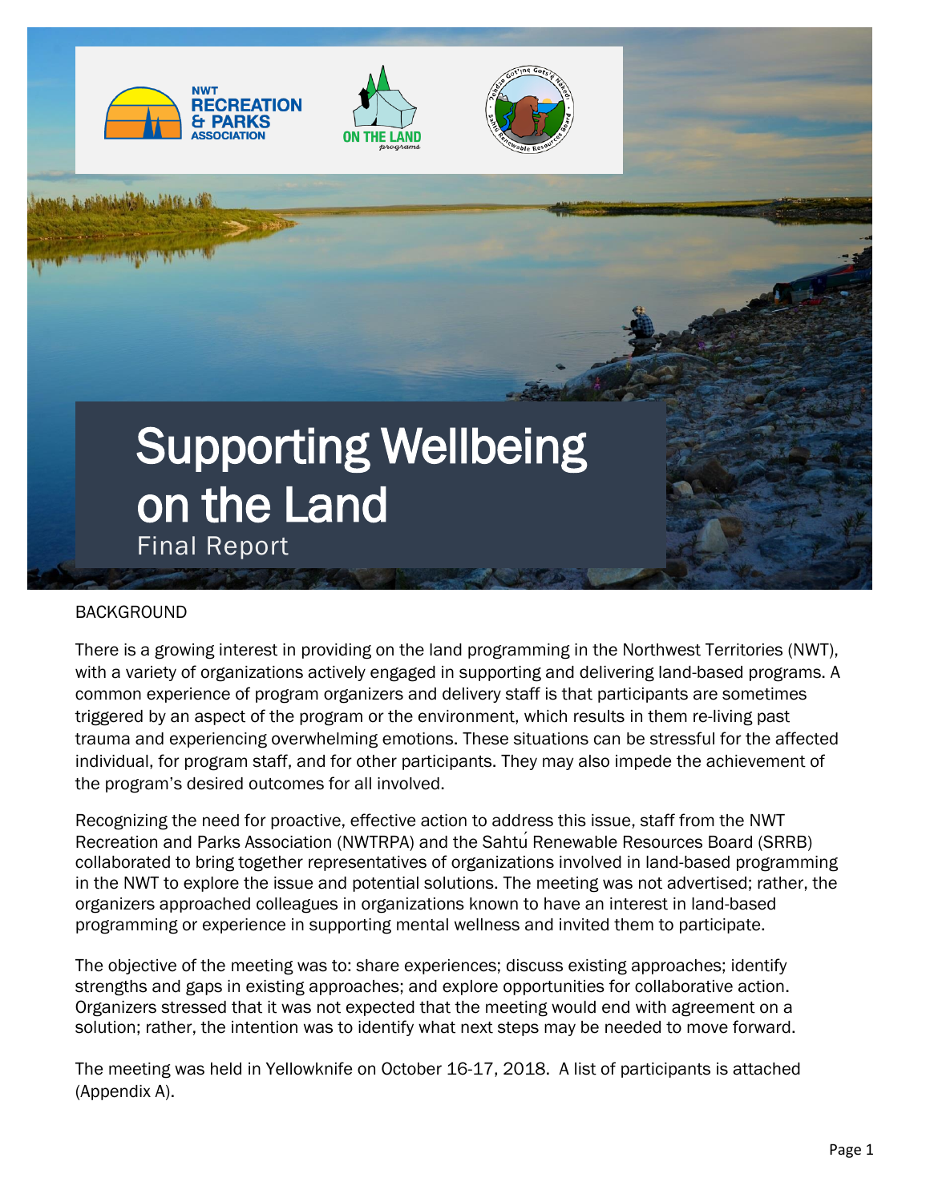# Supporting Wellbeing on the Land

Final Report

## BACKGROUND

There is a growing interest in providing on the land programming in the Northwest Territories (NWT), with a variety of organizations actively engaged in supporting and delivering land-based programs. A common experience of program organizers and delivery staff is that participants are sometimes triggered by an aspect of the program or the environment, which results in them re-living past trauma and experiencing overwhelming emotions. These situations can be stressful for the affected individual, for program staff, and for other participants. They may also impede the achievement of the program's desired outcomes for all involved.

Recognizing the need for proactive, effective action to address this issue, staff from the NWT Recreation and Parks Association (NWTRPA) and the Sahtú Renewable Resources Board (SRRB) collaborated to bring together representatives of organizations involved in land-based programming in the NWT to explore the issue and potential solutions. The meeting was not advertised; rather, the organizers approached colleagues in organizations known to have an interest in land-based programming or experience in supporting mental wellness and invited them to participate.

The objective of the meeting was to: share experiences; discuss existing approaches; identify strengths and gaps in existing approaches; and explore opportunities for collaborative action. Organizers stressed that it was not expected that the meeting would end with agreement on a solution; rather, the intention was to identify what next steps may be needed to move forward.

The meeting was held in Yellowknife on October 16-17, 2018. A list of participants is attached (Appendix A).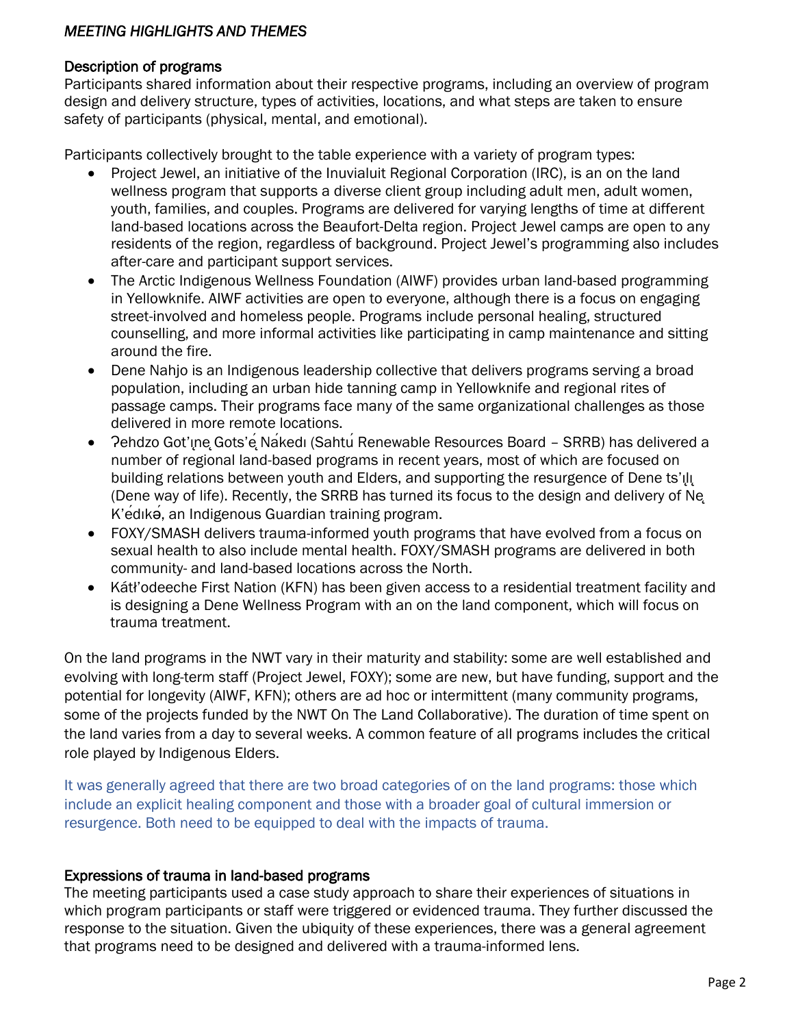*MEETING HIGHLIGHTS AND THEMES*

## Description of programs

Participants shared information about their respective programs, including an overview of program design and delivery structure, types of activities, locations, and what steps are taken to ensure safety of participants (physical, mental, and emotional).

Participants collectively brought to the table experience with a variety of program types:

- Project Jewel, an initiative of the Inuvialuit Regional Corporation (IRC), is an on the land wellness program that supports a diverse client group including adult men, adult women, youth, families, and couples. Programs are delivered for varying lengths of time at different land-based locations across the Beaufort-Delta region. Project Jewel camps are open to any residents of the region, regardless of background. Project Jewel's programming also includes after-care and participant support services.
- The Arctic Indigenous Wellness Foundation (AIWF) provides urban land-based programming in Yellowknife. AIWF activities are open to everyone, although there is a focus on engaging street-involved and homeless people. Programs include personal healing, structured counselling, and more informal activities like participating in camp maintenance and sitting around the fire.
- Dene Nahjo is an Indigenous leadership collective that delivers programs serving a broad population, including an urban hide tanning camp in Yellowknife and regional rites of passage camps. Their programs face many of the same organizational challenges as those delivered in more remote locations.
- ʔehdzo Got'ı̨nę Gots'ę́ Nákedı (Sahtú Renewable Resources Board – SRRB) has delivered a number of regional land-based programs in recent years, most of which are focused on building relations between youth and Elders, and supporting the resurgence of Dene ts'ı̨lı̨ (Dene way of life). Recently, the SRRB has turned its focus to the design and delivery of Nę K'édıkə́, an Indigenous Guardian training program.
- FOXY/SMASH delivers trauma-informed youth programs that have evolved from a focus on sexual health to also include mental health. FOXY/SMASH programs are delivered in both community- and land-based locations across the North.
- Kátł'odeeche First Nation (KFN) has been given access to a residential treatment facility and is designing a Dene Wellness Program with an on the land component, which will focus on trauma treatment.

On the land programs in the NWT vary in their maturity and stability: some are well established and evolving with long-term staff (Project Jewel, FOXY); some are new, but have funding, support and the potential for longevity (AIWF, KFN); others are ad hoc or intermittent (many community programs, some of the projects funded by the NWT On The Land Collaborative). The duration of time spent on the land varies from a day to several weeks. A common feature of all programs includes the critical role played by Indigenous Elders.

It was generally agreed that there are two broad categories of on the land programs: those which include an explicit healing component and those with a broader goal of cultural immersion or resurgence. Both need to be equipped to deal with the impacts of trauma.

## Expressions of trauma in land-based programs

The meeting participants used a case study approach to share their experiences of situations in which program participants or staff were triggered or evidenced trauma. They further discussed the response to the situation. Given the ubiquity of these experiences, there was a general agreement that programs need to be designed and delivered with a trauma-informed lens.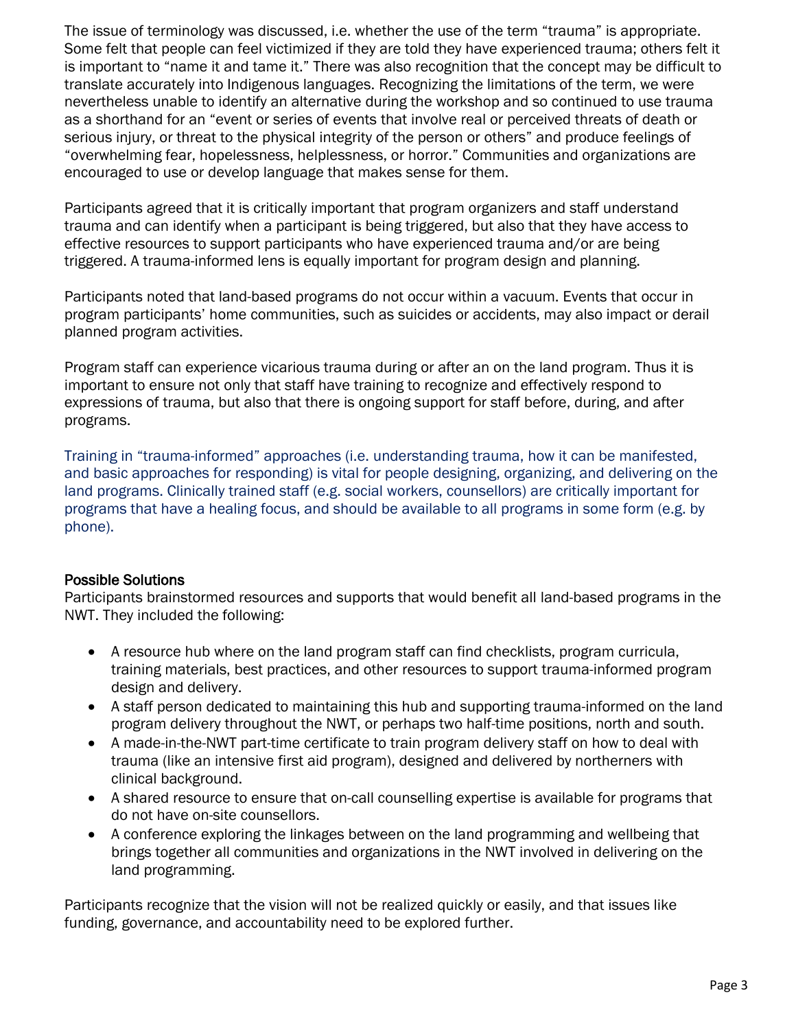The issue of terminology was discussed, i.e. whether the use of the term "trauma" is appropriate. Some felt that people can feel victimized if they are told they have experienced trauma; others felt it is important to "name it and tame it." There was also recognition that the concept may be difficult to translate accurately into Indigenous languages. Recognizing the limitations of the term, we were nevertheless unable to identify an alternative during the workshop and so continued to use trauma as a shorthand for an "event or series of events that involve real or perceived threats of death or serious injury, or threat to the physical integrity of the person or others" and produce feelings of "overwhelming fear, hopelessness, helplessness, or horror." Communities and organizations are encouraged to use or develop language that makes sense for them.

Participants agreed that it is critically important that program organizers and staff understand trauma and can identify when a participant is being triggered, but also that they have access to effective resources to support participants who have experienced trauma and/or are being triggered. A trauma-informed lens is equally important for program design and planning.

Participants noted that land-based programs do not occur within a vacuum. Events that occur in program participants' home communities, such as suicides or accidents, may also impact or derail planned program activities.

Program staff can experience vicarious trauma during or after an on the land program. Thus it is important to ensure not only that staff have training to recognize and effectively respond to expressions of trauma, but also that there is ongoing support for staff before, during, and after programs.

Training in "trauma-informed" approaches (i.e. understanding trauma, how it can be manifested, and basic approaches for responding) is vital for people designing, organizing, and delivering on the land programs. Clinically trained staff (e.g. social workers, counsellors) are critically important for programs that have a healing focus, and should be available to all programs in some form (e.g. by phone).

### Possible Solutions

Participants brainstormed resources and supports that would benefit all land-based programs in the NWT. They included the following:

- A resource hub where on the land program staff can find checklists, program curricula, training materials, best practices, and other resources to support trauma-informed program design and delivery.
- A staff person dedicated to maintaining this hub and supporting trauma-informed on the land program delivery throughout the NWT, or perhaps two half-time positions, north and south.
- A made-in-the-NWT part-time certificate to train program delivery staff on how to deal with trauma (like an intensive first aid program), designed and delivered by northerners with clinical background.
- A shared resource to ensure that on-call counselling expertise is available for programs that do not have on-site counsellors.
- A conference exploring the linkages between on the land programming and wellbeing that brings together all communities and organizations in the NWT involved in delivering on the land programming.

Participants recognize that the vision will not be realized quickly or easily, and that issues like funding, governance, and accountability need to be explored further.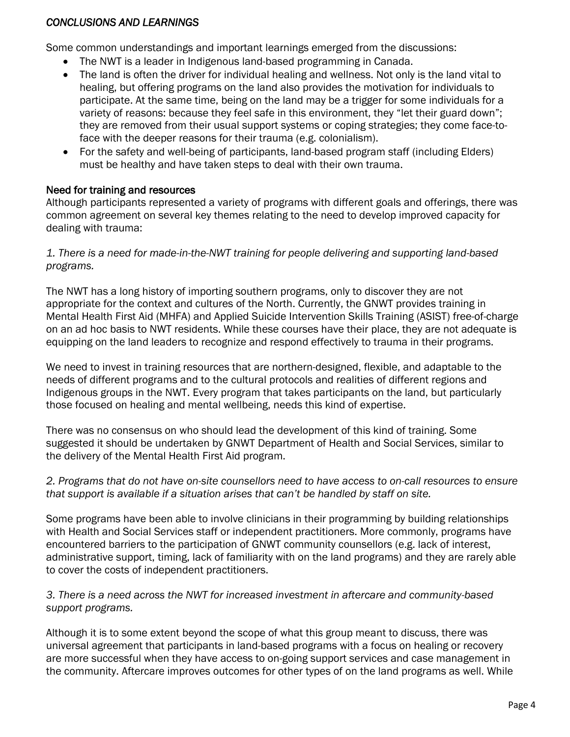### *CONCLUSIONS AND LEARNINGS*

Some common understandings and important learnings emerged from the discussions:

- The NWT is a leader in Indigenous land-based programming in Canada.
- The land is often the driver for individual healing and wellness. Not only is the land vital to healing, but offering programs on the land also provides the motivation for individuals to participate. At the same time, being on the land may be a trigger for some individuals for a variety of reasons: because they feel safe in this environment, they "let their guard down"; they are removed from their usual support systems or coping strategies; they come face-to-face with the deeper reasons for their trauma (e.g. colonialism).
- For the safety and well-being of participants, land-based program staff (including Elders) must be healthy and have taken steps to deal with their own trauma.

#### Need for training and resources

Although participants represented a variety of programs with different goals and offerings, there was common agreement on several key themes relating to the need to develop improved capacity for dealing with trauma:

*1. There is a need for made-in-the-NWT training for people delivering and supporting land-based programs.*

The NWT has a long history of importing southern programs, only to discover they are not appropriate for the context and cultures of the North. Currently, the GNWT provides training in Mental Health First Aid (MHFA) and Applied Suicide Intervention Skills Training (ASIST) free-of-charge on an ad hoc basis to NWT residents. While these courses have their place, they are not adequate is equipping on the land leaders to recognize and respond effectively to trauma in their programs.

We need to invest in training resources that are northern-designed, flexible, and adaptable to the needs of different programs and to the cultural protocols and realities of different regions and Indigenous groups in the NWT. Every program that takes participants on the land, but particularly those focused on healing and mental wellbeing, needs this kind of expertise.

There was no consensus on who should lead the development of this kind of training. Some suggested it should be undertaken by GNWT Department of Health and Social Services, similar to the delivery of the Mental Health First Aid program.

*2. Programs that do not have on-site counsellors need to have access to on-call resources to ensure that support is available if a situation arises that can't be handled by staff on site.*

Some programs have been able to involve clinicians in their programming by building relationships with Health and Social Services staff or independent practitioners. More commonly, programs have encountered barriers to the participation of GNWT community counsellors (e.g. lack of interest, administrative support, timing, lack of familiarity with on the land programs) and they are rarely able to cover the costs of independent practitioners.

*3. There is a need across the NWT for increased investment in aftercare and community-based support programs.*

Although it is to some extent beyond the scope of what this group meant to discuss, there was universal agreement that participants in land-based programs with a focus on healing or recovery are more successful when they have access to on-going support services and case management in the community. Aftercare improves outcomes for other types of on the land programs as well. While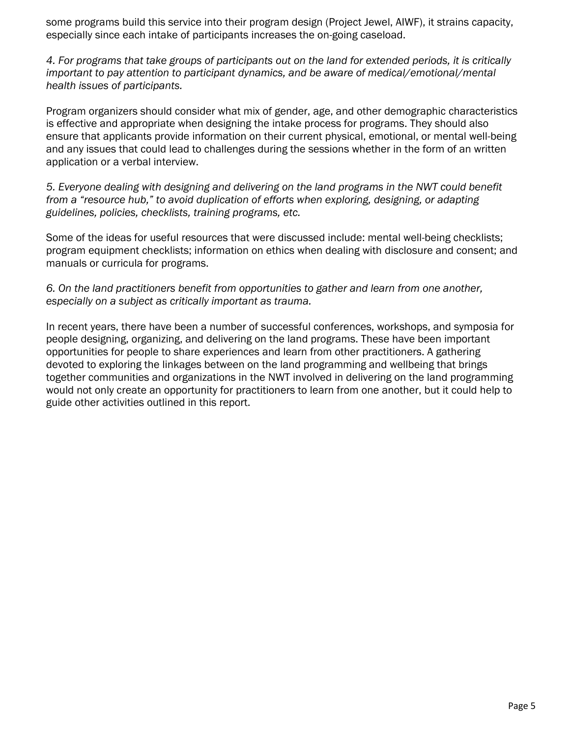some programs build this service into their program design (Project Jewel, AIWF), it strains capacity, especially since each intake of participants increases the on-going caseload.

*4. For programs that take groups of participants out on the land for extended periods, it is critically important to pay attention to participant dynamics, and be aware of medical/emotional/mental health issues of participants.*

Program organizers should consider what mix of gender, age, and other demographic characteristics is effective and appropriate when designing the intake process for programs. They should also ensure that applicants provide information on their current physical, emotional, or mental well-being and any issues that could lead to challenges during the sessions whether in the form of an written application or a verbal interview.

*5. Everyone dealing with designing and delivering on the land programs in the NWT could benefit from a "resource hub," to avoid duplication of efforts when exploring, designing, or adapting guidelines, policies, checklists, training programs, etc.*

Some of the ideas for useful resources that were discussed include: mental well-being checklists; program equipment checklists; information on ethics when dealing with disclosure and consent; and manuals or curricula for programs.

*6. On the land practitioners benefit from opportunities to gather and learn from one another, especially on a subject as critically important as trauma.*

In recent years, there have been a number of successful conferences, workshops, and symposia for people designing, organizing, and delivering on the land programs. These have been important opportunities for people to share experiences and learn from other practitioners. A gathering devoted to exploring the linkages between on the land programming and wellbeing that brings together communities and organizations in the NWT involved in delivering on the land programming would not only create an opportunity for practitioners to learn from one another, but it could help to guide other activities outlined in this report.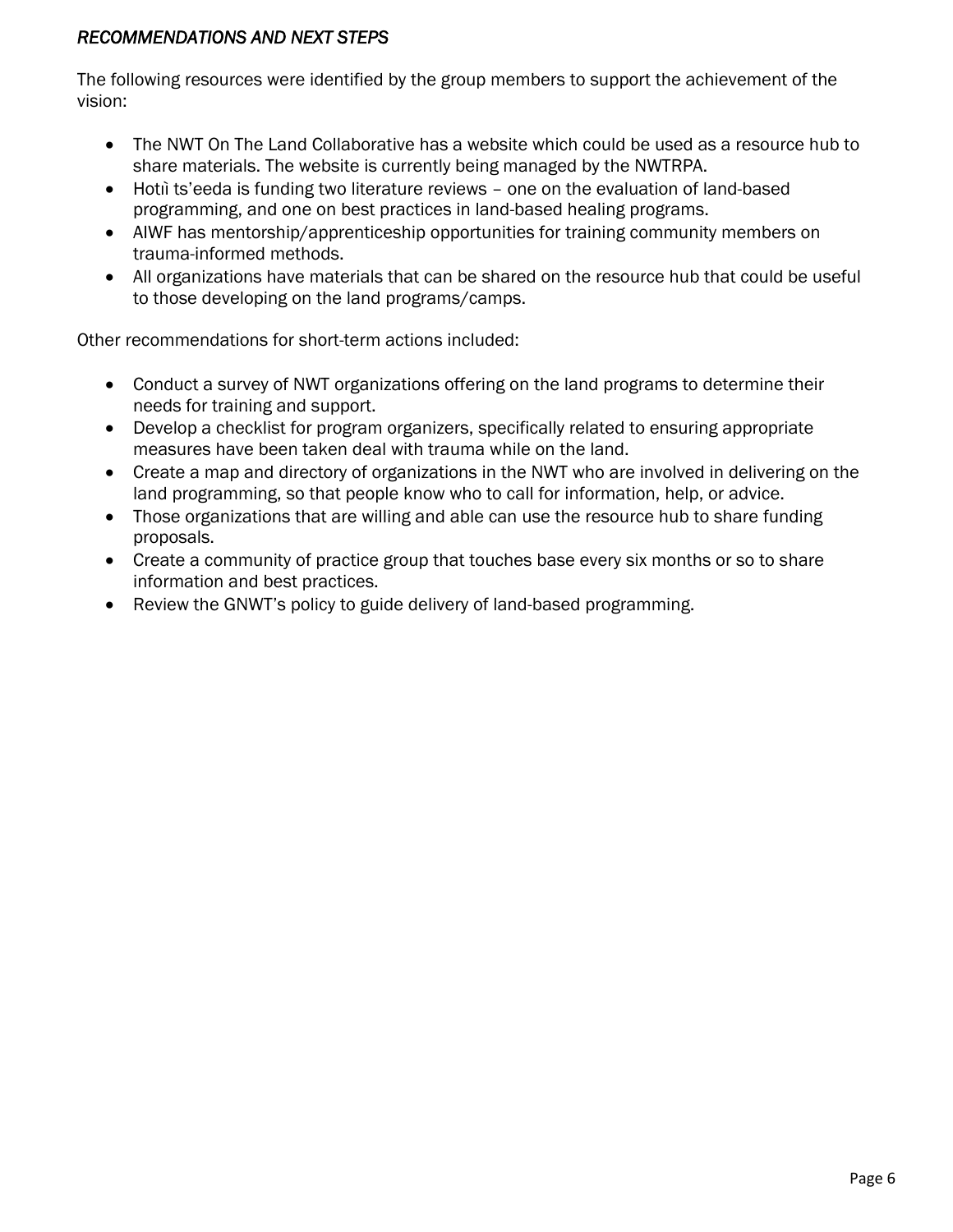## *RECOMMENDATIONS AND NEXT STEPS*

The following resources were identified by the group members to support the achievement of the vision:

- The NWT On The Land Collaborative has a website which could be used as a resource hub to share materials. The website is currently being managed by the NWTRPA.
- Hotıì ts'eeda is funding two literature reviews – one on the evaluation of land-based programming, and one on best practices in land-based healing programs.
- AIWF has mentorship/apprenticeship opportunities for training community members on trauma-informed methods.
- All organizations have materials that can be shared on the resource hub that could be useful to those developing on the land programs/camps.

Other recommendations for short-term actions included:

- Conduct a survey of NWT organizations offering on the land programs to determine their needs for training and support.
- Develop a checklist for program organizers, specifically related to ensuring appropriate measures have been taken deal with trauma while on the land.
- Create a map and directory of organizations in the NWT who are involved in delivering on the land programming, so that people know who to call for information, help, or advice.
- Those organizations that are willing and able can use the resource hub to share funding proposals.
- Create a community of practice group that touches base every six months or so to share information and best practices.
- Review the GNWT's policy to guide delivery of land-based programming.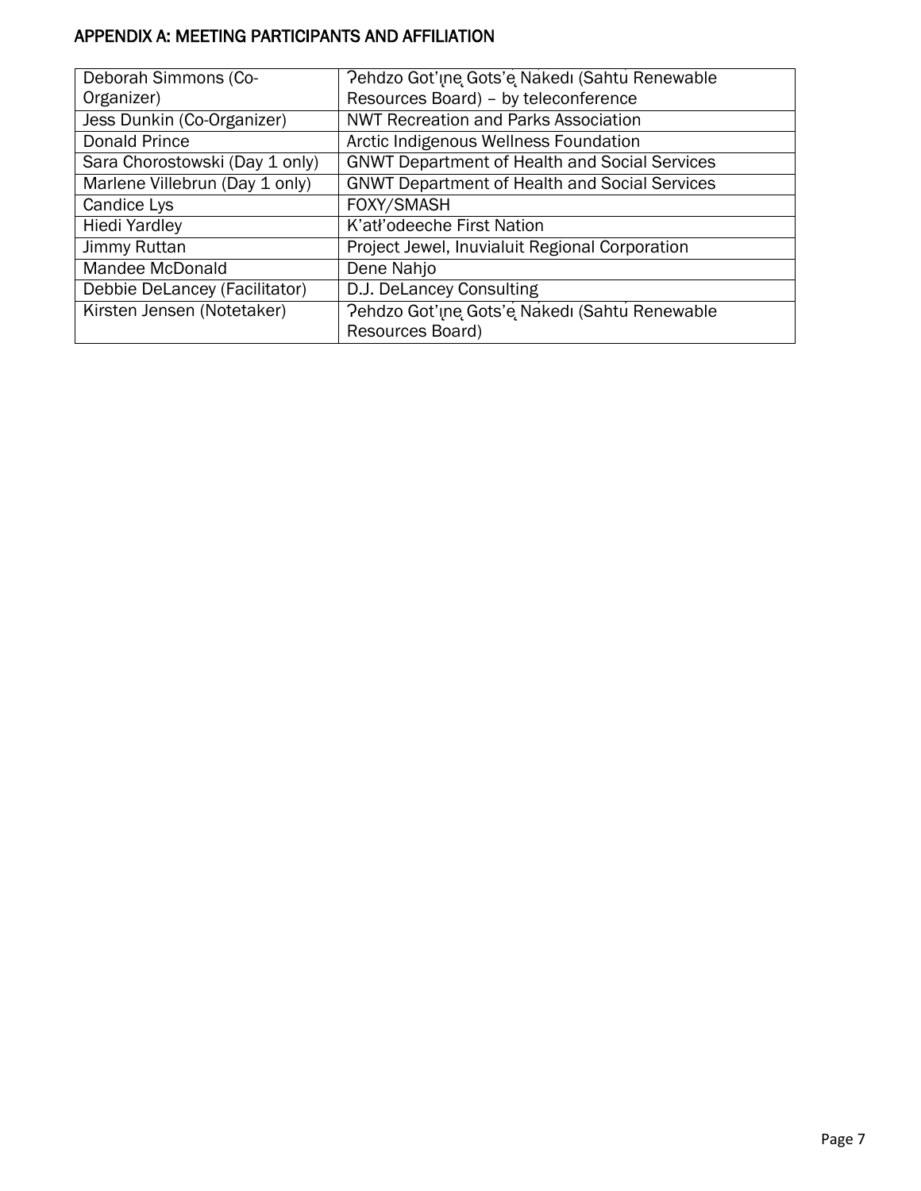## APPENDIX A: MEETING PARTICIPANTS AND AFFILIATION

| | |
|---|---|
| Deborah Simmons (Co-Organizer) | ʔehdzo Got'ı̨ne Gots'ę́ Nákedı (Sahtú Renewable Resources Board) – by teleconference |
| Jess Dunkin (Co-Organizer) | NWT Recreation and Parks Association |
| Donald Prince | Arctic Indigenous Wellness Foundation |
| Sara Chorostowski (Day 1 only) | GNWT Department of Health and Social Services |
| Marlene Villebrun (Day 1 only) | GNWT Department of Health and Social Services |
| Candice Lys | FOXY/SMASH |
| Hiedi Yardley | K'atł'odeeche First Nation |
| Jimmy Ruttan | Project Jewel, Inuvialuit Regional Corporation |
| Mandee McDonald | Dene Nahjo |
| Debbie DeLancey (Facilitator) | D.J. DeLancey Consulting |
| Kirsten Jensen (Notetaker) | ʔehdzo Got'ı̨ne Gots'ę́ Nákedı (Sahtú Renewable Resources Board) |